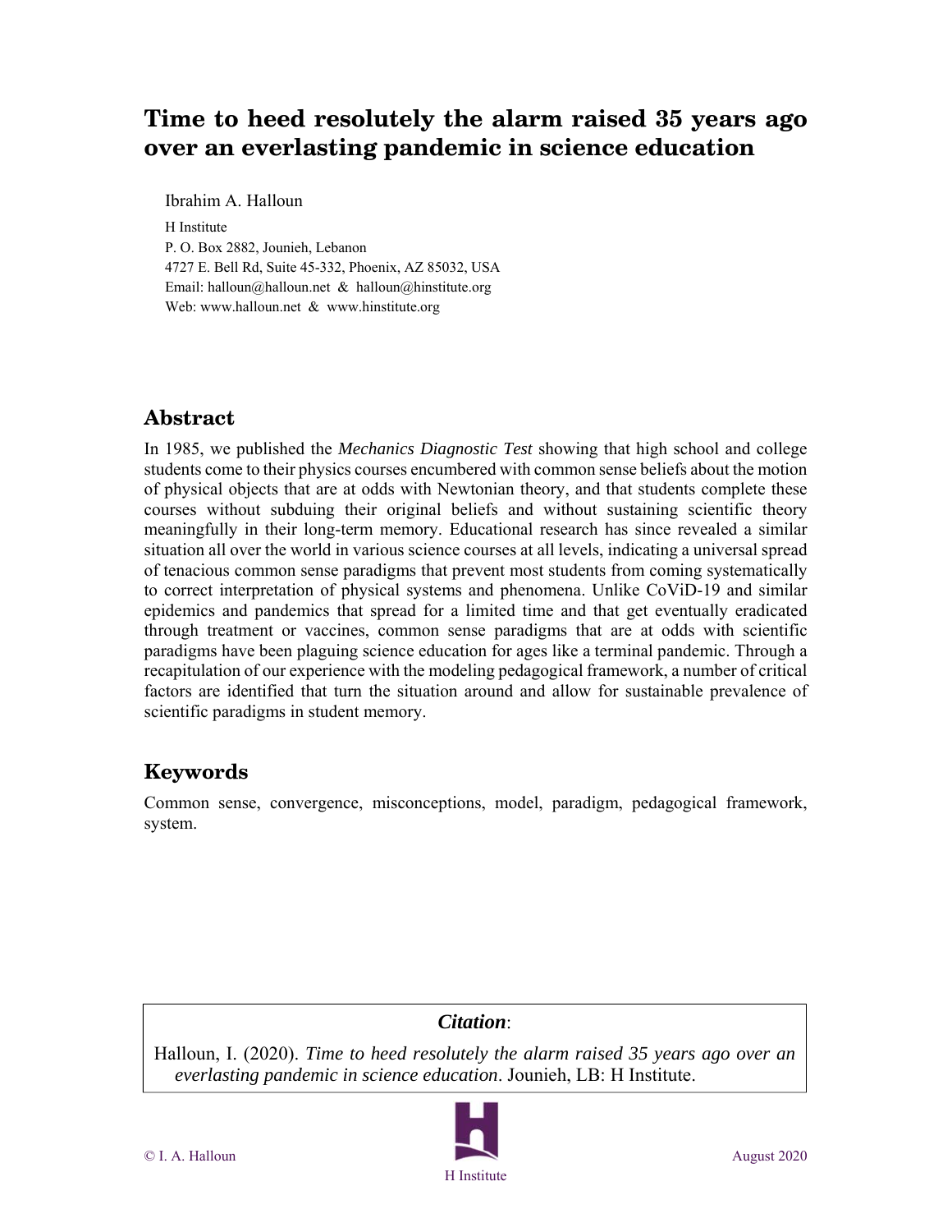# Time to heed resolutely the alarm raised 35 years ago over an everlasting pandemic in science education

Ibrahim A. Halloun

H Institute
P. O. Box 2882, Jounieh, Lebanon
4727 E. Bell Rd, Suite 45-332, Phoenix, AZ 85032, USA
Email: halloun@halloun.net & halloun@hinstitute.org
Web: www.halloun.net & www.hinstitute.org

## Abstract

In 1985, we published the *Mechanics Diagnostic Test* showing that high school and college students come to their physics courses encumbered with common sense beliefs about the motion of physical objects that are at odds with Newtonian theory, and that students complete these courses without subduing their original beliefs and without sustaining scientific theory meaningfully in their long-term memory. Educational research has since revealed a similar situation all over the world in various science courses at all levels, indicating a universal spread of tenacious common sense paradigms that prevent most students from coming systematically to correct interpretation of physical systems and phenomena. Unlike CoViD-19 and similar epidemics and pandemics that spread for a limited time and that get eventually eradicated through treatment or vaccines, common sense paradigms that are at odds with scientific paradigms have been plaguing science education for ages like a terminal pandemic. Through a recapitulation of our experience with the modeling pedagogical framework, a number of critical factors are identified that turn the situation around and allow for sustainable prevalence of scientific paradigms in student memory.

## Keywords

Common sense, convergence, misconceptions, model, paradigm, pedagogical framework, system.

***Citation***:

Halloun, I. (2020). *Time to heed resolutely the alarm raised 35 years ago over an everlasting pandemic in science education*. Jounieh, LB: H Institute.

© I. A. Halloun

H Institute

August 2020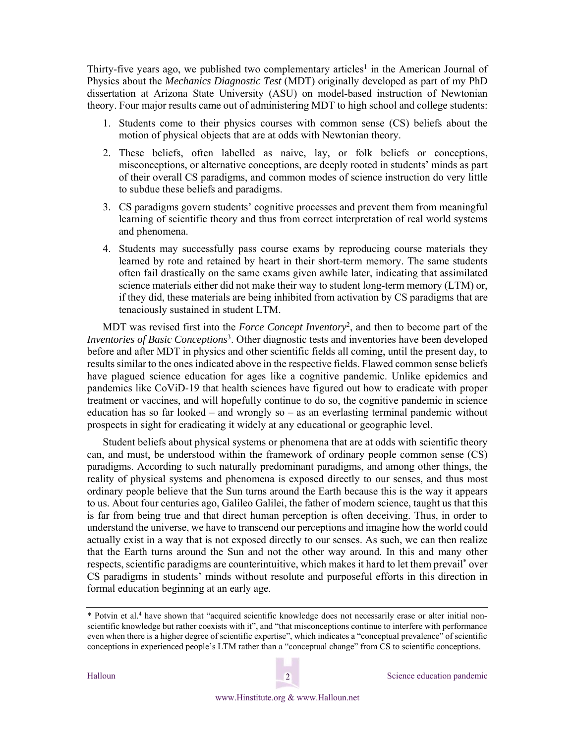Thirty-five years ago, we published two complementary articles[1] in the American Journal of Physics about the *Mechanics Diagnostic Test* (MDT) originally developed as part of my PhD dissertation at Arizona State University (ASU) on model-based instruction of Newtonian theory. Four major results came out of administering MDT to high school and college students:

1. Students come to their physics courses with common sense (CS) beliefs about the motion of physical objects that are at odds with Newtonian theory.
2. These beliefs, often labelled as naive, lay, or folk beliefs or conceptions, misconceptions, or alternative conceptions, are deeply rooted in students' minds as part of their overall CS paradigms, and common modes of science instruction do very little to subdue these beliefs and paradigms.
3. CS paradigms govern students' cognitive processes and prevent them from meaningful learning of scientific theory and thus from correct interpretation of real world systems and phenomena.
4. Students may successfully pass course exams by reproducing course materials they learned by rote and retained by heart in their short-term memory. The same students often fail drastically on the same exams given awhile later, indicating that assimilated science materials either did not make their way to student long-term memory (LTM) or, if they did, these materials are being inhibited from activation by CS paradigms that are tenaciously sustained in student LTM.

MDT was revised first into the *Force Concept Inventory*[2], and then to become part of the *Inventories of Basic Conceptions*[3]. Other diagnostic tests and inventories have been developed before and after MDT in physics and other scientific fields all coming, until the present day, to results similar to the ones indicated above in the respective fields. Flawed common sense beliefs have plagued science education for ages like a cognitive pandemic. Unlike epidemics and pandemics like CoViD-19 that health sciences have figured out how to eradicate with proper treatment or vaccines, and will hopefully continue to do so, the cognitive pandemic in science education has so far looked – and wrongly so – as an everlasting terminal pandemic without prospects in sight for eradicating it widely at any educational or geographic level.

Student beliefs about physical systems or phenomena that are at odds with scientific theory can, and must, be understood within the framework of ordinary people common sense (CS) paradigms. According to such naturally predominant paradigms, and among other things, the reality of physical systems and phenomena is exposed directly to our senses, and thus most ordinary people believe that the Sun turns around the Earth because this is the way it appears to us. About four centuries ago, Galileo Galilei, the father of modern science, taught us that this is far from being true and that direct human perception is often deceiving. Thus, in order to understand the universe, we have to transcend our perceptions and imagine how the world could actually exist in a way that is not exposed directly to our senses. As such, we can then realize that the Earth turns around the Sun and not the other way around. In this and many other respects, scientific paradigms are counterintuitive, which makes it hard to let them prevail* over CS paradigms in students' minds without resolute and purposeful efforts in this direction in formal education beginning at an early age.

---

* Potvin et al.[4] have shown that "acquired scientific knowledge does not necessarily erase or alter initial non-scientific knowledge but rather coexists with it", and "that misconceptions continue to interfere with performance even when there is a higher degree of scientific expertise", which indicates a "conceptual prevalence" of scientific conceptions in experienced people's LTM rather than a "conceptual change" from CS to scientific conceptions.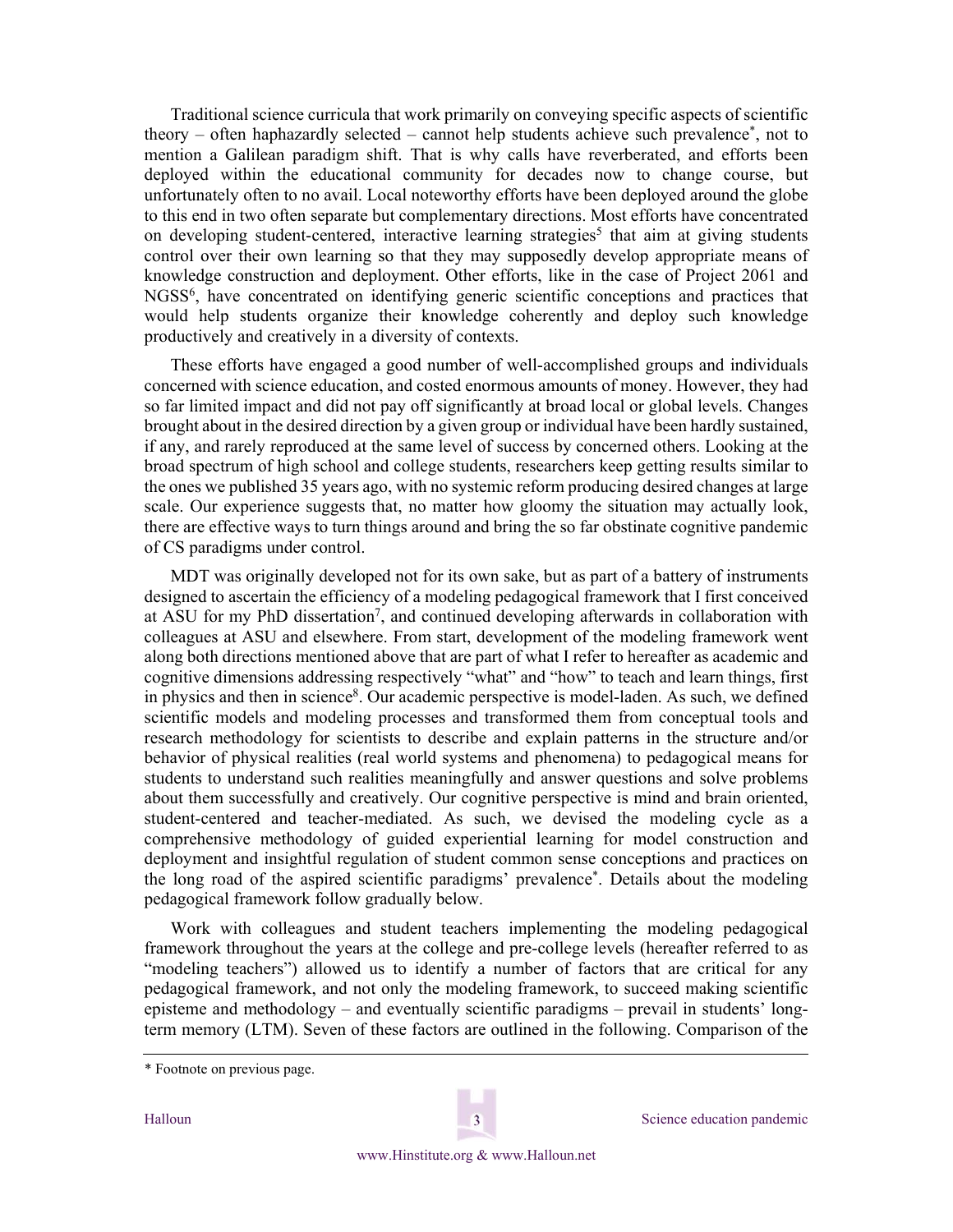Traditional science curricula that work primarily on conveying specific aspects of scientific theory – often haphazardly selected – cannot help students achieve such prevalence*, not to mention a Galilean paradigm shift. That is why calls have reverberated, and efforts been deployed within the educational community for decades now to change course, but unfortunately often to no avail. Local noteworthy efforts have been deployed around the globe to this end in two often separate but complementary directions. Most efforts have concentrated on developing student-centered, interactive learning strategies[5] that aim at giving students control over their own learning so that they may supposedly develop appropriate means of knowledge construction and deployment. Other efforts, like in the case of Project 2061 and NGSS[6], have concentrated on identifying generic scientific conceptions and practices that would help students organize their knowledge coherently and deploy such knowledge productively and creatively in a diversity of contexts.

These efforts have engaged a good number of well-accomplished groups and individuals concerned with science education, and costed enormous amounts of money. However, they had so far limited impact and did not pay off significantly at broad local or global levels. Changes brought about in the desired direction by a given group or individual have been hardly sustained, if any, and rarely reproduced at the same level of success by concerned others. Looking at the broad spectrum of high school and college students, researchers keep getting results similar to the ones we published 35 years ago, with no systemic reform producing desired changes at large scale. Our experience suggests that, no matter how gloomy the situation may actually look, there are effective ways to turn things around and bring the so far obstinate cognitive pandemic of CS paradigms under control.

MDT was originally developed not for its own sake, but as part of a battery of instruments designed to ascertain the efficiency of a modeling pedagogical framework that I first conceived at ASU for my PhD dissertation[7], and continued developing afterwards in collaboration with colleagues at ASU and elsewhere. From start, development of the modeling framework went along both directions mentioned above that are part of what I refer to hereafter as academic and cognitive dimensions addressing respectively "what" and "how" to teach and learn things, first in physics and then in science[8]. Our academic perspective is model-laden. As such, we defined scientific models and modeling processes and transformed them from conceptual tools and research methodology for scientists to describe and explain patterns in the structure and/or behavior of physical realities (real world systems and phenomena) to pedagogical means for students to understand such realities meaningfully and answer questions and solve problems about them successfully and creatively. Our cognitive perspective is mind and brain oriented, student-centered and teacher-mediated. As such, we devised the modeling cycle as a comprehensive methodology of guided experiential learning for model construction and deployment and insightful regulation of student common sense conceptions and practices on the long road of the aspired scientific paradigms' prevalence*. Details about the modeling pedagogical framework follow gradually below.

Work with colleagues and student teachers implementing the modeling pedagogical framework throughout the years at the college and pre-college levels (hereafter referred to as "modeling teachers") allowed us to identify a number of factors that are critical for any pedagogical framework, and not only the modeling framework, to succeed making scientific episteme and methodology – and eventually scientific paradigms – prevail in students' long-term memory (LTM). Seven of these factors are outlined in the following. Comparison of the

---

* Footnote on previous page.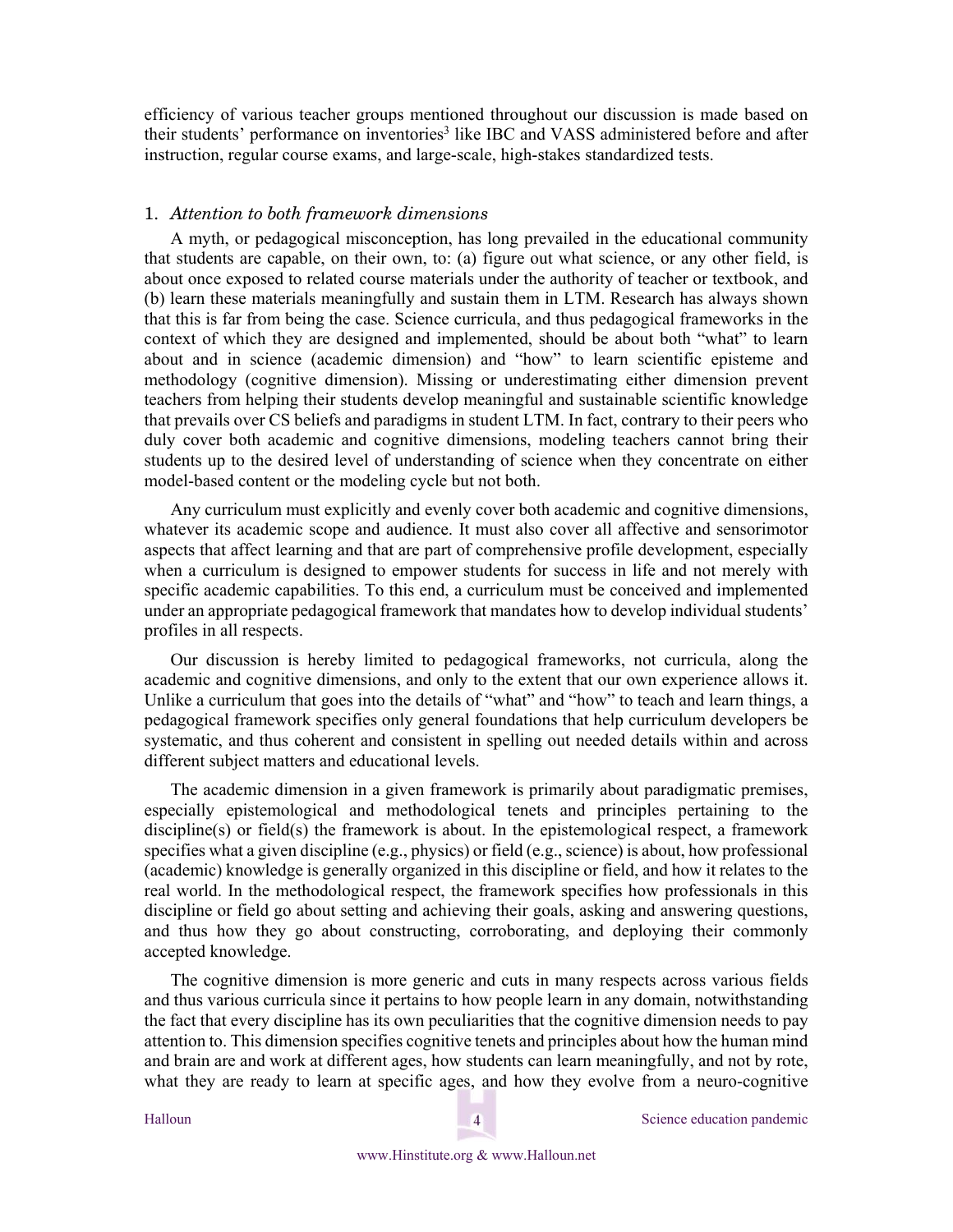efficiency of various teacher groups mentioned throughout our discussion is made based on their students' performance on inventories[3] like IBC and VASS administered before and after instruction, regular course exams, and large-scale, high-stakes standardized tests.

### 1. *Attention to both framework dimensions*

A myth, or pedagogical misconception, has long prevailed in the educational community that students are capable, on their own, to: (a) figure out what science, or any other field, is about once exposed to related course materials under the authority of teacher or textbook, and (b) learn these materials meaningfully and sustain them in LTM. Research has always shown that this is far from being the case. Science curricula, and thus pedagogical frameworks in the context of which they are designed and implemented, should be about both "what" to learn about and in science (academic dimension) and "how" to learn scientific episteme and methodology (cognitive dimension). Missing or underestimating either dimension prevent teachers from helping their students develop meaningful and sustainable scientific knowledge that prevails over CS beliefs and paradigms in student LTM. In fact, contrary to their peers who duly cover both academic and cognitive dimensions, modeling teachers cannot bring their students up to the desired level of understanding of science when they concentrate on either model-based content or the modeling cycle but not both.

Any curriculum must explicitly and evenly cover both academic and cognitive dimensions, whatever its academic scope and audience. It must also cover all affective and sensorimotor aspects that affect learning and that are part of comprehensive profile development, especially when a curriculum is designed to empower students for success in life and not merely with specific academic capabilities. To this end, a curriculum must be conceived and implemented under an appropriate pedagogical framework that mandates how to develop individual students' profiles in all respects.

Our discussion is hereby limited to pedagogical frameworks, not curricula, along the academic and cognitive dimensions, and only to the extent that our own experience allows it. Unlike a curriculum that goes into the details of "what" and "how" to teach and learn things, a pedagogical framework specifies only general foundations that help curriculum developers be systematic, and thus coherent and consistent in spelling out needed details within and across different subject matters and educational levels.

The academic dimension in a given framework is primarily about paradigmatic premises, especially epistemological and methodological tenets and principles pertaining to the discipline(s) or field(s) the framework is about. In the epistemological respect, a framework specifies what a given discipline (e.g., physics) or field (e.g., science) is about, how professional (academic) knowledge is generally organized in this discipline or field, and how it relates to the real world. In the methodological respect, the framework specifies how professionals in this discipline or field go about setting and achieving their goals, asking and answering questions, and thus how they go about constructing, corroborating, and deploying their commonly accepted knowledge.

The cognitive dimension is more generic and cuts in many respects across various fields and thus various curricula since it pertains to how people learn in any domain, notwithstanding the fact that every discipline has its own peculiarities that the cognitive dimension needs to pay attention to. This dimension specifies cognitive tenets and principles about how the human mind and brain are and work at different ages, how students can learn meaningfully, and not by rote, what they are ready to learn at specific ages, and how they evolve from a neuro-cognitive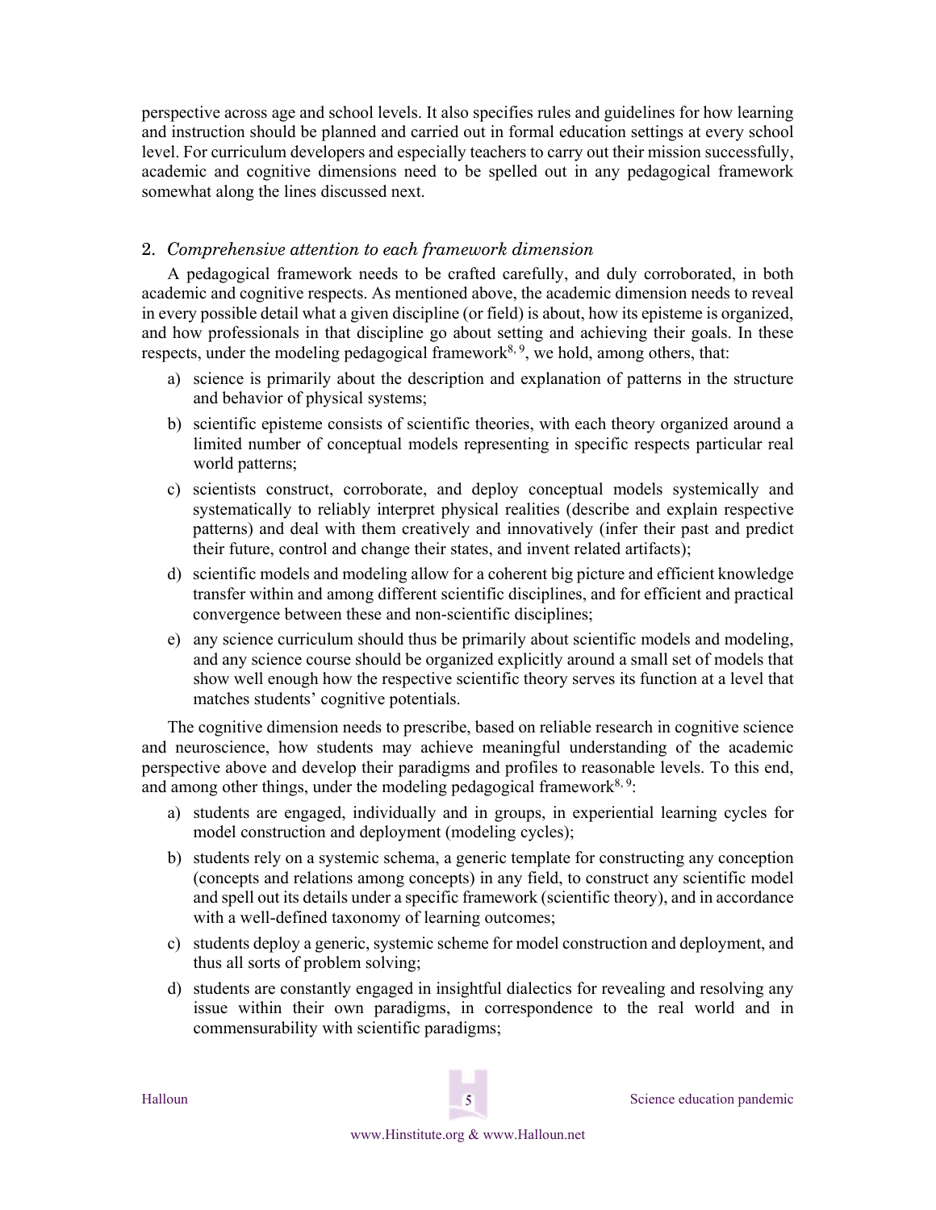perspective across age and school levels. It also specifies rules and guidelines for how learning and instruction should be planned and carried out in formal education settings at every school level. For curriculum developers and especially teachers to carry out their mission successfully, academic and cognitive dimensions need to be spelled out in any pedagogical framework somewhat along the lines discussed next.

2. *Comprehensive attention to each framework dimension*

A pedagogical framework needs to be crafted carefully, and duly corroborated, in both academic and cognitive respects. As mentioned above, the academic dimension needs to reveal in every possible detail what a given discipline (or field) is about, how its episteme is organized, and how professionals in that discipline go about setting and achieving their goals. In these respects, under the modeling pedagogical framework[8, 9], we hold, among others, that:

a) science is primarily about the description and explanation of patterns in the structure and behavior of physical systems;
b) scientific episteme consists of scientific theories, with each theory organized around a limited number of conceptual models representing in specific respects particular real world patterns;
c) scientists construct, corroborate, and deploy conceptual models systemically and systematically to reliably interpret physical realities (describe and explain respective patterns) and deal with them creatively and innovatively (infer their past and predict their future, control and change their states, and invent related artifacts);
d) scientific models and modeling allow for a coherent big picture and efficient knowledge transfer within and among different scientific disciplines, and for efficient and practical convergence between these and non-scientific disciplines;
e) any science curriculum should thus be primarily about scientific models and modeling, and any science course should be organized explicitly around a small set of models that show well enough how the respective scientific theory serves its function at a level that matches students' cognitive potentials.

The cognitive dimension needs to prescribe, based on reliable research in cognitive science and neuroscience, how students may achieve meaningful understanding of the academic perspective above and develop their paradigms and profiles to reasonable levels. To this end, and among other things, under the modeling pedagogical framework[8, 9]:

a) students are engaged, individually and in groups, in experiential learning cycles for model construction and deployment (modeling cycles);
b) students rely on a systemic schema, a generic template for constructing any conception (concepts and relations among concepts) in any field, to construct any scientific model and spell out its details under a specific framework (scientific theory), and in accordance with a well-defined taxonomy of learning outcomes;
c) students deploy a generic, systemic scheme for model construction and deployment, and thus all sorts of problem solving;
d) students are constantly engaged in insightful dialectics for revealing and resolving any issue within their own paradigms, in correspondence to the real world and in commensurability with scientific paradigms;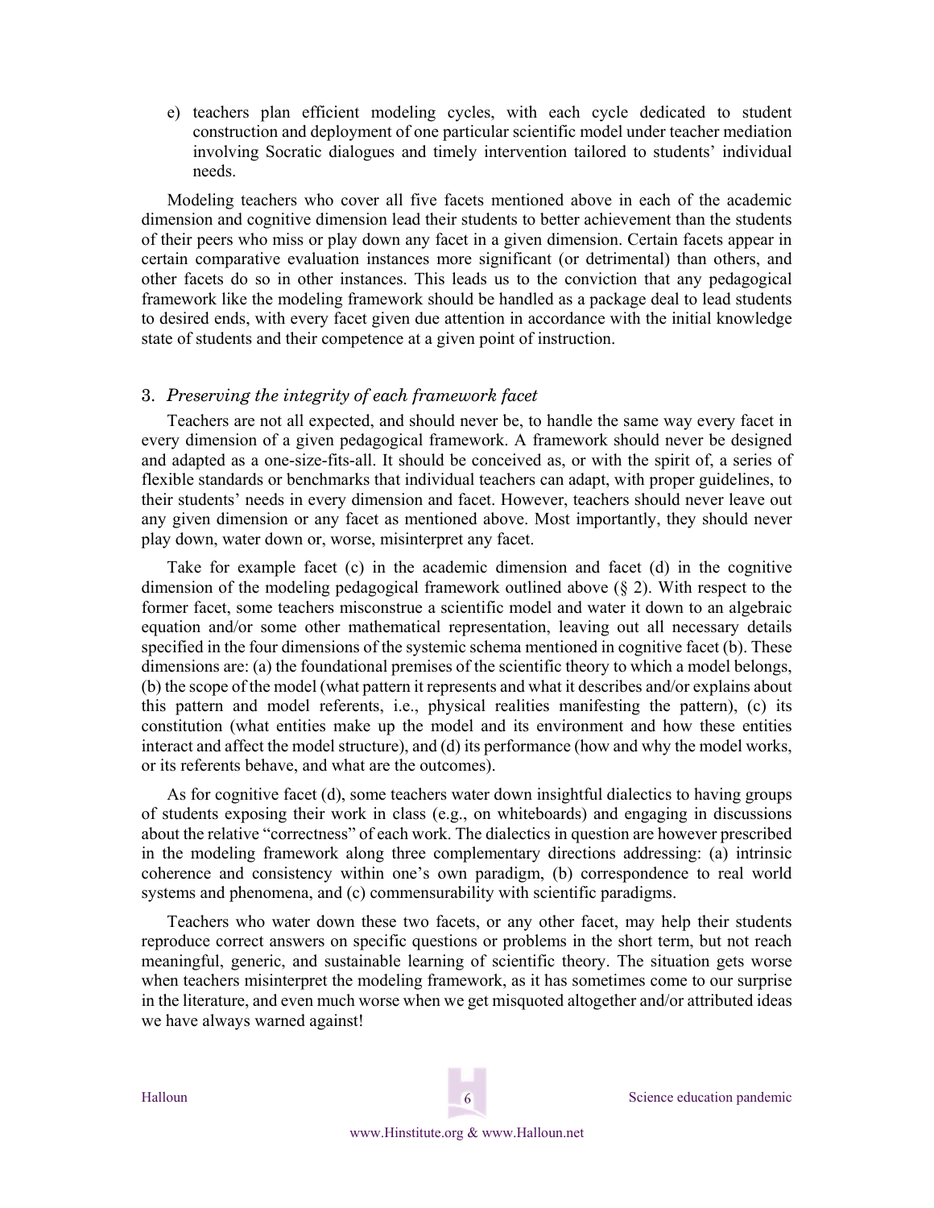e) teachers plan efficient modeling cycles, with each cycle dedicated to student construction and deployment of one particular scientific model under teacher mediation involving Socratic dialogues and timely intervention tailored to students' individual needs.

Modeling teachers who cover all five facets mentioned above in each of the academic dimension and cognitive dimension lead their students to better achievement than the students of their peers who miss or play down any facet in a given dimension. Certain facets appear in certain comparative evaluation instances more significant (or detrimental) than others, and other facets do so in other instances. This leads us to the conviction that any pedagogical framework like the modeling framework should be handled as a package deal to lead students to desired ends, with every facet given due attention in accordance with the initial knowledge state of students and their competence at a given point of instruction.

## 3. *Preserving the integrity of each framework facet*

Teachers are not all expected, and should never be, to handle the same way every facet in every dimension of a given pedagogical framework. A framework should never be designed and adapted as a one-size-fits-all. It should be conceived as, or with the spirit of, a series of flexible standards or benchmarks that individual teachers can adapt, with proper guidelines, to their students' needs in every dimension and facet. However, teachers should never leave out any given dimension or any facet as mentioned above. Most importantly, they should never play down, water down or, worse, misinterpret any facet.

Take for example facet (c) in the academic dimension and facet (d) in the cognitive dimension of the modeling pedagogical framework outlined above (§ 2). With respect to the former facet, some teachers misconstrue a scientific model and water it down to an algebraic equation and/or some other mathematical representation, leaving out all necessary details specified in the four dimensions of the systemic schema mentioned in cognitive facet (b). These dimensions are: (a) the foundational premises of the scientific theory to which a model belongs, (b) the scope of the model (what pattern it represents and what it describes and/or explains about this pattern and model referents, i.e., physical realities manifesting the pattern), (c) its constitution (what entities make up the model and its environment and how these entities interact and affect the model structure), and (d) its performance (how and why the model works, or its referents behave, and what are the outcomes).

As for cognitive facet (d), some teachers water down insightful dialectics to having groups of students exposing their work in class (e.g., on whiteboards) and engaging in discussions about the relative "correctness" of each work. The dialectics in question are however prescribed in the modeling framework along three complementary directions addressing: (a) intrinsic coherence and consistency within one's own paradigm, (b) correspondence to real world systems and phenomena, and (c) commensurability with scientific paradigms.

Teachers who water down these two facets, or any other facet, may help their students reproduce correct answers on specific questions or problems in the short term, but not reach meaningful, generic, and sustainable learning of scientific theory. The situation gets worse when teachers misinterpret the modeling framework, as it has sometimes come to our surprise in the literature, and even much worse when we get misquoted altogether and/or attributed ideas we have always warned against!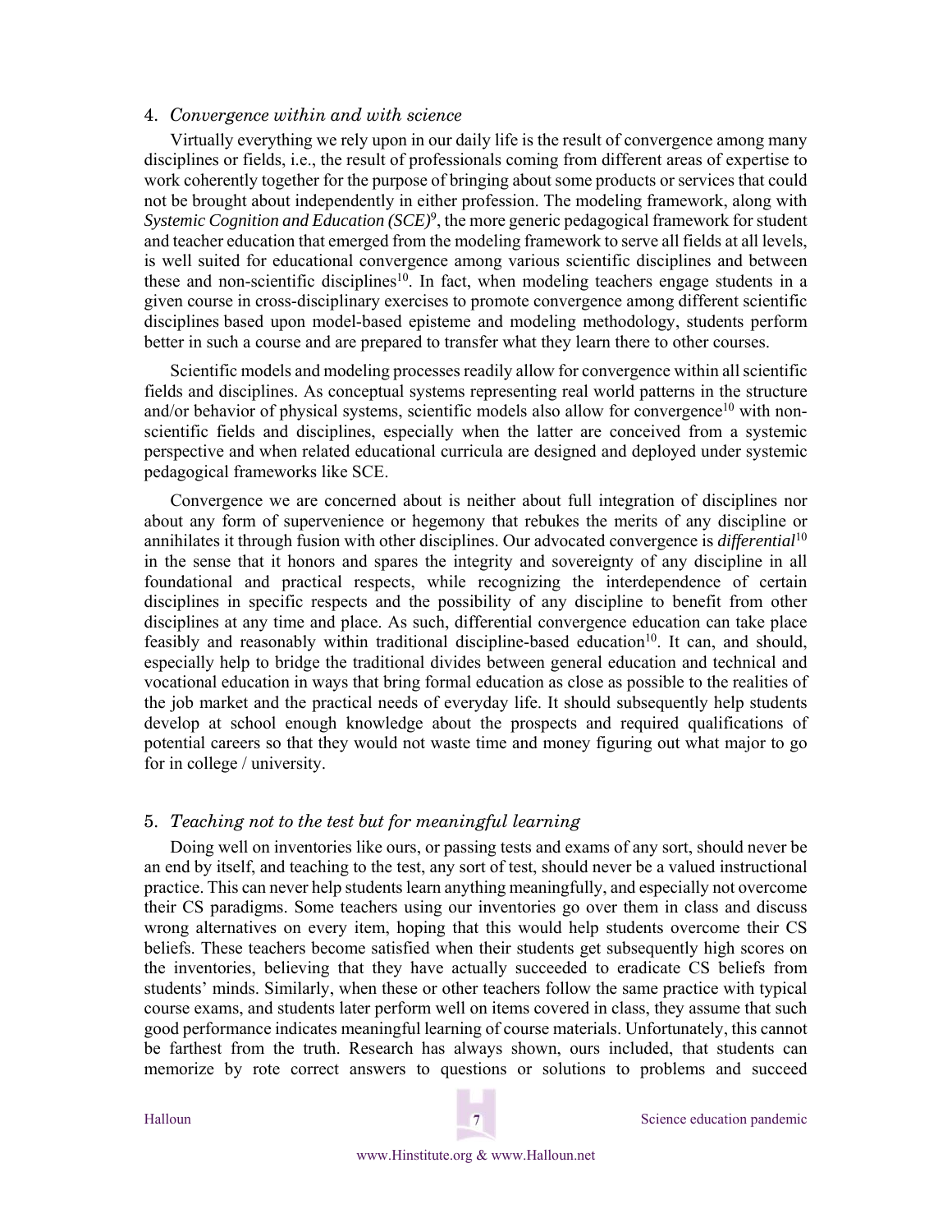## 4. *Convergence within and with science*

Virtually everything we rely upon in our daily life is the result of convergence among many disciplines or fields, i.e., the result of professionals coming from different areas of expertise to work coherently together for the purpose of bringing about some products or services that could not be brought about independently in either profession. The modeling framework, along with *Systemic Cognition and Education (SCE)*[9], the more generic pedagogical framework for student and teacher education that emerged from the modeling framework to serve all fields at all levels, is well suited for educational convergence among various scientific disciplines and between these and non-scientific disciplines[10]. In fact, when modeling teachers engage students in a given course in cross-disciplinary exercises to promote convergence among different scientific disciplines based upon model-based episteme and modeling methodology, students perform better in such a course and are prepared to transfer what they learn there to other courses.

Scientific models and modeling processes readily allow for convergence within all scientific fields and disciplines. As conceptual systems representing real world patterns in the structure and/or behavior of physical systems, scientific models also allow for convergence[10] with non-scientific fields and disciplines, especially when the latter are conceived from a systemic perspective and when related educational curricula are designed and deployed under systemic pedagogical frameworks like SCE.

Convergence we are concerned about is neither about full integration of disciplines nor about any form of supervenience or hegemony that rebukes the merits of any discipline or annihilates it through fusion with other disciplines. Our advocated convergence is *differential*[10] in the sense that it honors and spares the integrity and sovereignty of any discipline in all foundational and practical respects, while recognizing the interdependence of certain disciplines in specific respects and the possibility of any discipline to benefit from other disciplines at any time and place. As such, differential convergence education can take place feasibly and reasonably within traditional discipline-based education[10]. It can, and should, especially help to bridge the traditional divides between general education and technical and vocational education in ways that bring formal education as close as possible to the realities of the job market and the practical needs of everyday life. It should subsequently help students develop at school enough knowledge about the prospects and required qualifications of potential careers so that they would not waste time and money figuring out what major to go for in college / university.

## 5. *Teaching not to the test but for meaningful learning*

Doing well on inventories like ours, or passing tests and exams of any sort, should never be an end by itself, and teaching to the test, any sort of test, should never be a valued instructional practice. This can never help students learn anything meaningfully, and especially not overcome their CS paradigms. Some teachers using our inventories go over them in class and discuss wrong alternatives on every item, hoping that this would help students overcome their CS beliefs. These teachers become satisfied when their students get subsequently high scores on the inventories, believing that they have actually succeeded to eradicate CS beliefs from students' minds. Similarly, when these or other teachers follow the same practice with typical course exams, and students later perform well on items covered in class, they assume that such good performance indicates meaningful learning of course materials. Unfortunately, this cannot be farthest from the truth. Research has always shown, ours included, that students can memorize by rote correct answers to questions or solutions to problems and succeed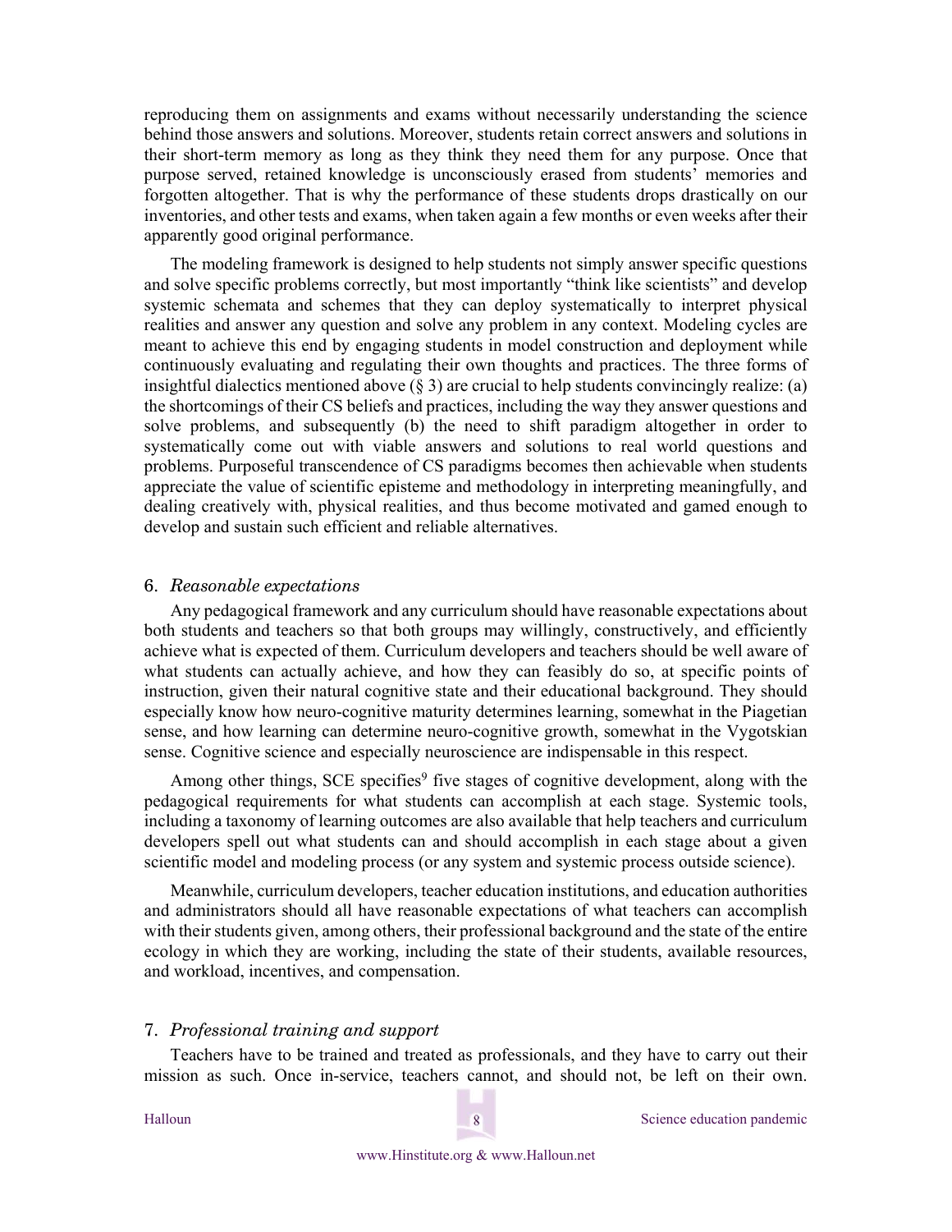reproducing them on assignments and exams without necessarily understanding the science behind those answers and solutions. Moreover, students retain correct answers and solutions in their short-term memory as long as they think they need them for any purpose. Once that purpose served, retained knowledge is unconsciously erased from students' memories and forgotten altogether. That is why the performance of these students drops drastically on our inventories, and other tests and exams, when taken again a few months or even weeks after their apparently good original performance.

The modeling framework is designed to help students not simply answer specific questions and solve specific problems correctly, but most importantly "think like scientists" and develop systemic schemata and schemes that they can deploy systematically to interpret physical realities and answer any question and solve any problem in any context. Modeling cycles are meant to achieve this end by engaging students in model construction and deployment while continuously evaluating and regulating their own thoughts and practices. The three forms of insightful dialectics mentioned above (§ 3) are crucial to help students convincingly realize: (a) the shortcomings of their CS beliefs and practices, including the way they answer questions and solve problems, and subsequently (b) the need to shift paradigm altogether in order to systematically come out with viable answers and solutions to real world questions and problems. Purposeful transcendence of CS paradigms becomes then achievable when students appreciate the value of scientific episteme and methodology in interpreting meaningfully, and dealing creatively with, physical realities, and thus become motivated and gamed enough to develop and sustain such efficient and reliable alternatives.

## 6. *Reasonable expectations*

Any pedagogical framework and any curriculum should have reasonable expectations about both students and teachers so that both groups may willingly, constructively, and efficiently achieve what is expected of them. Curriculum developers and teachers should be well aware of what students can actually achieve, and how they can feasibly do so, at specific points of instruction, given their natural cognitive state and their educational background. They should especially know how neuro-cognitive maturity determines learning, somewhat in the Piagetian sense, and how learning can determine neuro-cognitive growth, somewhat in the Vygotskian sense. Cognitive science and especially neuroscience are indispensable in this respect.

Among other things, SCE specifies[9] five stages of cognitive development, along with the pedagogical requirements for what students can accomplish at each stage. Systemic tools, including a taxonomy of learning outcomes are also available that help teachers and curriculum developers spell out what students can and should accomplish in each stage about a given scientific model and modeling process (or any system and systemic process outside science).

Meanwhile, curriculum developers, teacher education institutions, and education authorities and administrators should all have reasonable expectations of what teachers can accomplish with their students given, among others, their professional background and the state of the entire ecology in which they are working, including the state of their students, available resources, and workload, incentives, and compensation.

## 7. *Professional training and support*

Teachers have to be trained and treated as professionals, and they have to carry out their mission as such. Once in-service, teachers cannot, and should not, be left on their own.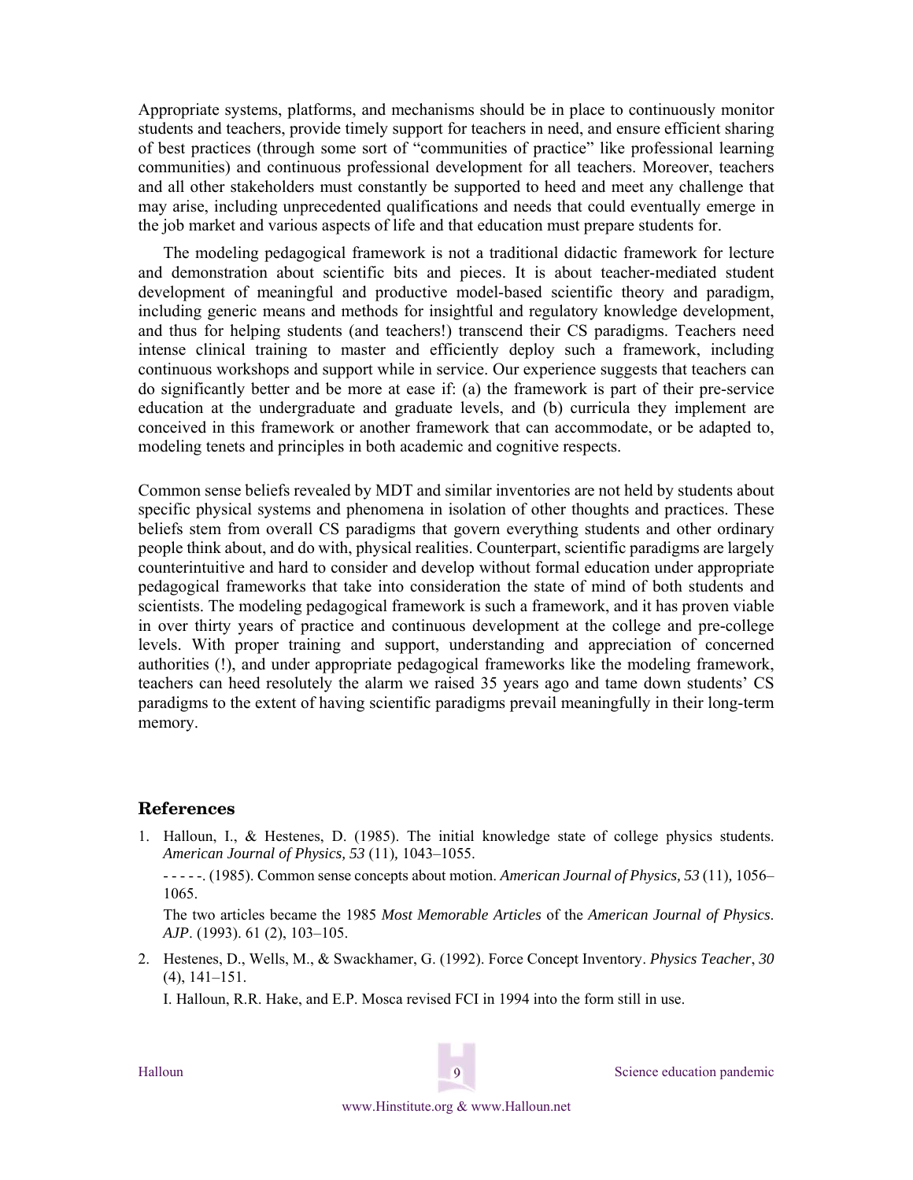Appropriate systems, platforms, and mechanisms should be in place to continuously monitor students and teachers, provide timely support for teachers in need, and ensure efficient sharing of best practices (through some sort of "communities of practice" like professional learning communities) and continuous professional development for all teachers. Moreover, teachers and all other stakeholders must constantly be supported to heed and meet any challenge that may arise, including unprecedented qualifications and needs that could eventually emerge in the job market and various aspects of life and that education must prepare students for.

The modeling pedagogical framework is not a traditional didactic framework for lecture and demonstration about scientific bits and pieces. It is about teacher-mediated student development of meaningful and productive model-based scientific theory and paradigm, including generic means and methods for insightful and regulatory knowledge development, and thus for helping students (and teachers!) transcend their CS paradigms. Teachers need intense clinical training to master and efficiently deploy such a framework, including continuous workshops and support while in service. Our experience suggests that teachers can do significantly better and be more at ease if: (a) the framework is part of their pre-service education at the undergraduate and graduate levels, and (b) curricula they implement are conceived in this framework or another framework that can accommodate, or be adapted to, modeling tenets and principles in both academic and cognitive respects.

Common sense beliefs revealed by MDT and similar inventories are not held by students about specific physical systems and phenomena in isolation of other thoughts and practices. These beliefs stem from overall CS paradigms that govern everything students and other ordinary people think about, and do with, physical realities. Counterpart, scientific paradigms are largely counterintuitive and hard to consider and develop without formal education under appropriate pedagogical frameworks that take into consideration the state of mind of both students and scientists. The modeling pedagogical framework is such a framework, and it has proven viable in over thirty years of practice and continuous development at the college and pre-college levels. With proper training and support, understanding and appreciation of concerned authorities (!), and under appropriate pedagogical frameworks like the modeling framework, teachers can heed resolutely the alarm we raised 35 years ago and tame down students' CS paradigms to the extent of having scientific paradigms prevail meaningfully in their long-term memory.

## References

1. Halloun, I., & Hestenes, D. (1985). The initial knowledge state of college physics students. *American Journal of Physics, 53* (11), 1043–1055.

   - - - - -. (1985). Common sense concepts about motion. *American Journal of Physics, 53* (11), 1056–1065.

   The two articles became the 1985 *Most Memorable Articles* of the *American Journal of Physics*. *AJP*. (1993). 61 (2), 103–105.

2. Hestenes, D., Wells, M., & Swackhamer, G. (1992). Force Concept Inventory. *Physics Teacher*, *30* (4), 141–151.

   I. Halloun, R.R. Hake, and E.P. Mosca revised FCI in 1994 into the form still in use.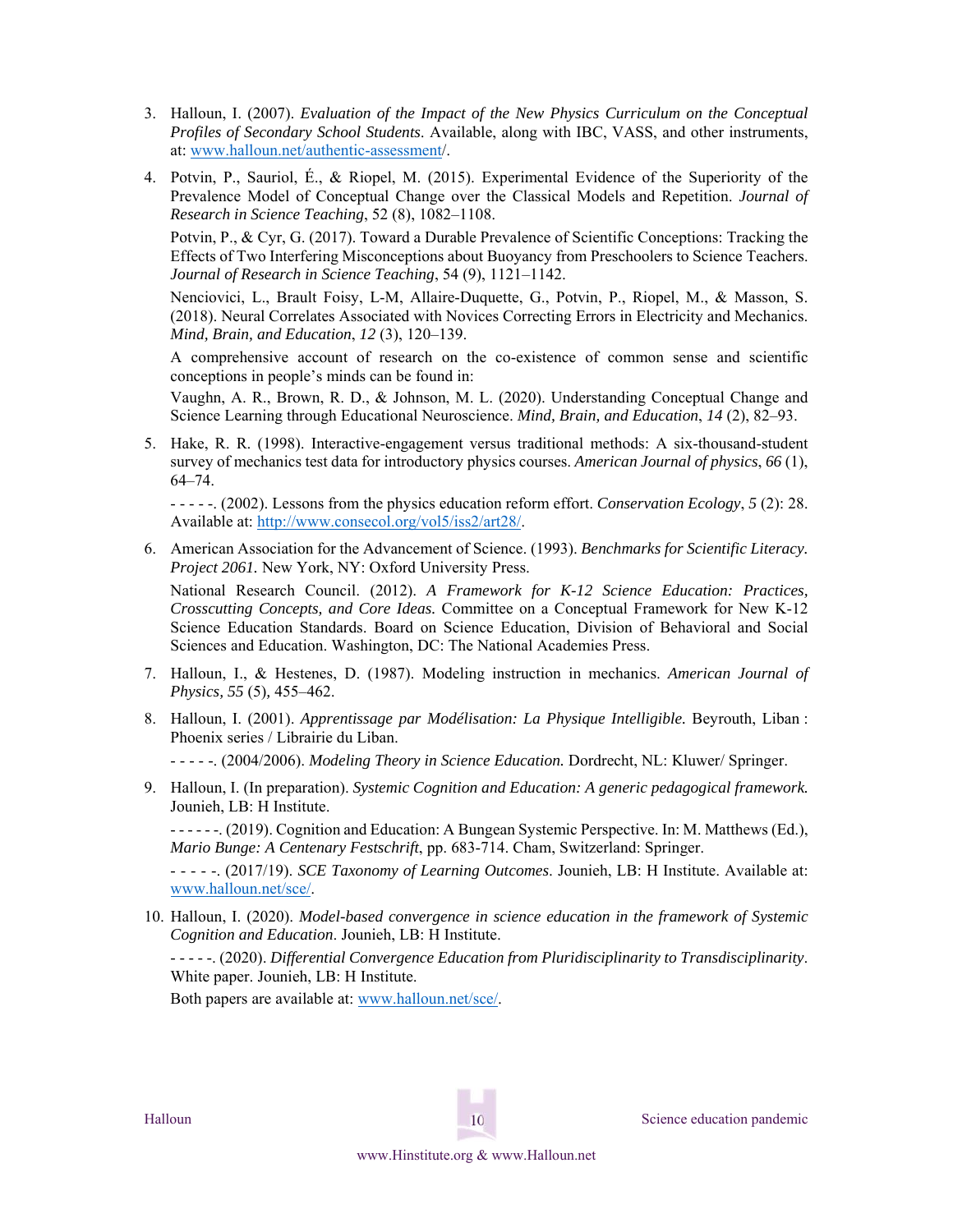3. Halloun, I. (2007). *Evaluation of the Impact of the New Physics Curriculum on the Conceptual Profiles of Secondary School Students*. Available, along with IBC, VASS, and other instruments, at: [www.halloun.net/authentic-assessment/](www.halloun.net/authentic-assessment/).

4. Potvin, P., Sauriol, É., & Riopel, M. (2015). Experimental Evidence of the Superiority of the Prevalence Model of Conceptual Change over the Classical Models and Repetition. *Journal of Research in Science Teaching*, 52 (8), 1082–1108.

   Potvin, P., & Cyr, G. (2017). Toward a Durable Prevalence of Scientific Conceptions: Tracking the Effects of Two Interfering Misconceptions about Buoyancy from Preschoolers to Science Teachers. *Journal of Research in Science Teaching*, 54 (9), 1121–1142.

   Nenciovici, L., Brault Foisy, L-M, Allaire-Duquette, G., Potvin, P., Riopel, M., & Masson, S. (2018). Neural Correlates Associated with Novices Correcting Errors in Electricity and Mechanics. *Mind, Brain, and Education*, *12* (3), 120–139.

   A comprehensive account of research on the co-existence of common sense and scientific conceptions in people's minds can be found in:

   Vaughn, A. R., Brown, R. D., & Johnson, M. L. (2020). Understanding Conceptual Change and Science Learning through Educational Neuroscience. *Mind, Brain, and Education*, *14* (2), 82–93.

5. Hake, R. R. (1998). Interactive-engagement versus traditional methods: A six-thousand-student survey of mechanics test data for introductory physics courses. *American Journal of physics*, *66* (1), 64–74.

   - - - - -. (2002). Lessons from the physics education reform effort. *Conservation Ecology*, *5* (2): 28. Available at: [http://www.consecol.org/vol5/iss2/art28/](http://www.consecol.org/vol5/iss2/art28/).

6. American Association for the Advancement of Science. (1993). *Benchmarks for Scientific Literacy. Project 2061.* New York, NY: Oxford University Press.

   National Research Council. (2012). *A Framework for K-12 Science Education: Practices, Crosscutting Concepts, and Core Ideas.* Committee on a Conceptual Framework for New K-12 Science Education Standards. Board on Science Education, Division of Behavioral and Social Sciences and Education. Washington, DC: The National Academies Press.

7. Halloun, I., & Hestenes, D. (1987). Modeling instruction in mechanics. *American Journal of Physics, 55* (5), 455–462.

8. Halloun, I. (2001). *Apprentissage par Modélisation: La Physique Intelligible.* Beyrouth, Liban : Phoenix series / Librairie du Liban.

   - - - - -. (2004/2006). *Modeling Theory in Science Education.* Dordrecht, NL: Kluwer/ Springer.

9. Halloun, I. (In preparation). *Systemic Cognition and Education: A generic pedagogical framework.* Jounieh, LB: H Institute.

   - - - - - -. (2019). Cognition and Education: A Bungean Systemic Perspective. In: M. Matthews (Ed.), *Mario Bunge: A Centenary Festschrift*, pp. 683-714. Cham, Switzerland: Springer.

   - - - - -. (2017/19). *SCE Taxonomy of Learning Outcomes*. Jounieh, LB: H Institute. Available at: [www.halloun.net/sce/](www.halloun.net/sce/).

10. Halloun, I. (2020). *Model-based convergence in science education in the framework of Systemic Cognition and Education*. Jounieh, LB: H Institute.

    - - - - -. (2020). *Differential Convergence Education from Pluridisciplinarity to Transdisciplinarity*. White paper. Jounieh, LB: H Institute.

    Both papers are available at: [www.halloun.net/sce/](www.halloun.net/sce/).